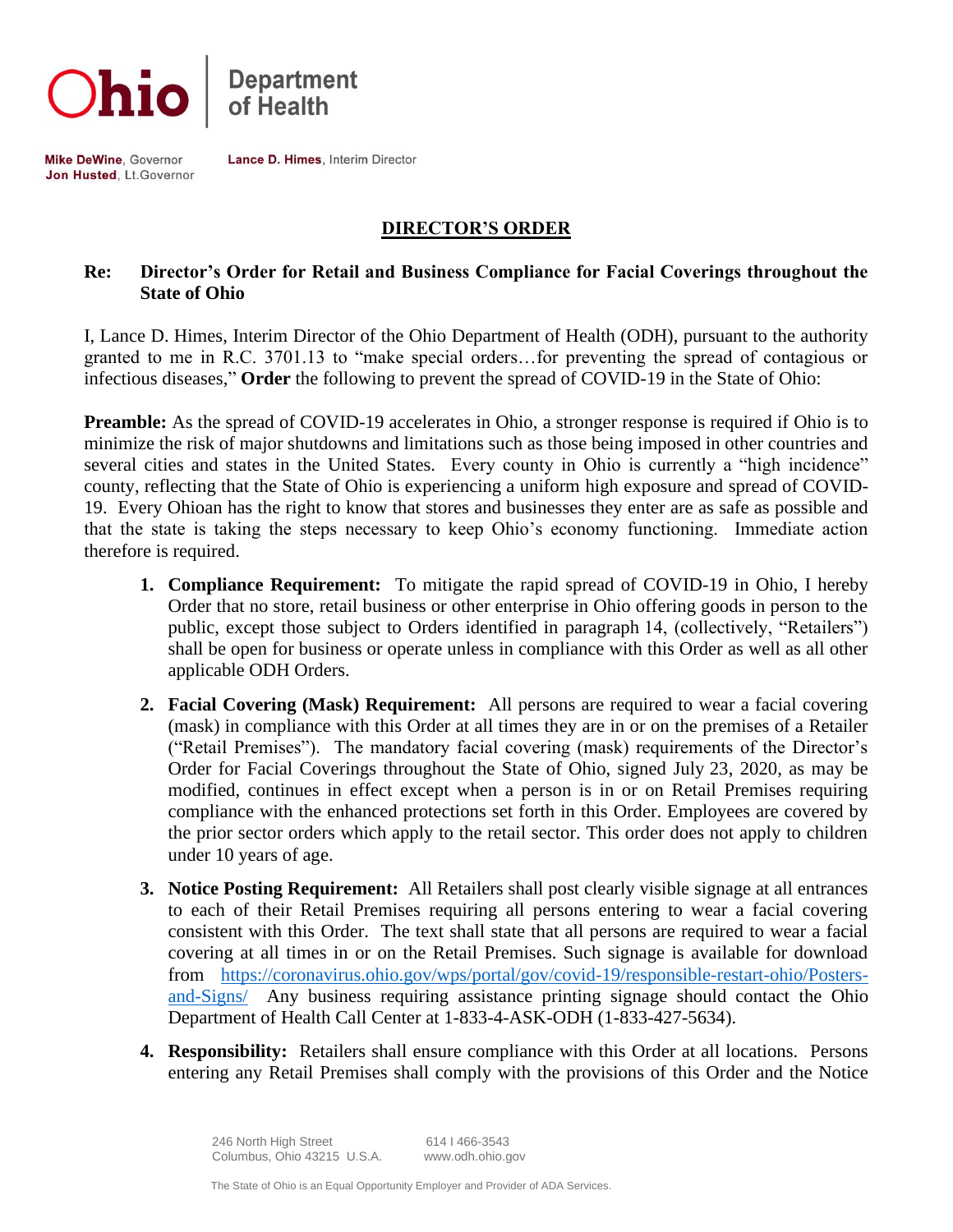Ohio | Department of Health

**Mike DeWine**, Governor
**Jon Husted**, Lt.Governor

**Lance D. Himes**, Interim Director

# DIRECTOR'S ORDER

**Re: Director's Order for Retail and Business Compliance for Facial Coverings throughout the State of Ohio**

I, Lance D. Himes, Interim Director of the Ohio Department of Health (ODH), pursuant to the authority granted to me in R.C. 3701.13 to "make special orders…for preventing the spread of contagious or infectious diseases," **Order** the following to prevent the spread of COVID-19 in the State of Ohio:

**Preamble:** As the spread of COVID-19 accelerates in Ohio, a stronger response is required if Ohio is to minimize the risk of major shutdowns and limitations such as those being imposed in other countries and several cities and states in the United States. Every county in Ohio is currently a "high incidence" county, reflecting that the State of Ohio is experiencing a uniform high exposure and spread of COVID-19. Every Ohioan has the right to know that stores and businesses they enter are as safe as possible and that the state is taking the steps necessary to keep Ohio's economy functioning. Immediate action therefore is required.

1. **Compliance Requirement:** To mitigate the rapid spread of COVID-19 in Ohio, I hereby Order that no store, retail business or other enterprise in Ohio offering goods in person to the public, except those subject to Orders identified in paragraph 14, (collectively, "Retailers") shall be open for business or operate unless in compliance with this Order as well as all other applicable ODH Orders.

2. **Facial Covering (Mask) Requirement:** All persons are required to wear a facial covering (mask) in compliance with this Order at all times they are in or on the premises of a Retailer ("Retail Premises"). The mandatory facial covering (mask) requirements of the Director's Order for Facial Coverings throughout the State of Ohio, signed July 23, 2020, as may be modified, continues in effect except when a person is in or on Retail Premises requiring compliance with the enhanced protections set forth in this Order. Employees are covered by the prior sector orders which apply to the retail sector. This order does not apply to children under 10 years of age.

3. **Notice Posting Requirement:** All Retailers shall post clearly visible signage at all entrances to each of their Retail Premises requiring all persons entering to wear a facial covering consistent with this Order. The text shall state that all persons are required to wear a facial covering at all times in or on the Retail Premises. Such signage is available for download from [https://coronavirus.ohio.gov/wps/portal/gov/covid-19/responsible-restart-ohio/Posters-and-Signs/](https://coronavirus.ohio.gov/wps/portal/gov/covid-19/responsible-restart-ohio/Posters-and-Signs/) Any business requiring assistance printing signage should contact the Ohio Department of Health Call Center at 1-833-4-ASK-ODH (1-833-427-5634).

4. **Responsibility:** Retailers shall ensure compliance with this Order at all locations. Persons entering any Retail Premises shall comply with the provisions of this Order and the Notice

246 North High Street
Columbus, Ohio 43215 U.S.A.

614 I 466-3543
www.odh.ohio.gov

The State of Ohio is an Equal Opportunity Employer and Provider of ADA Services.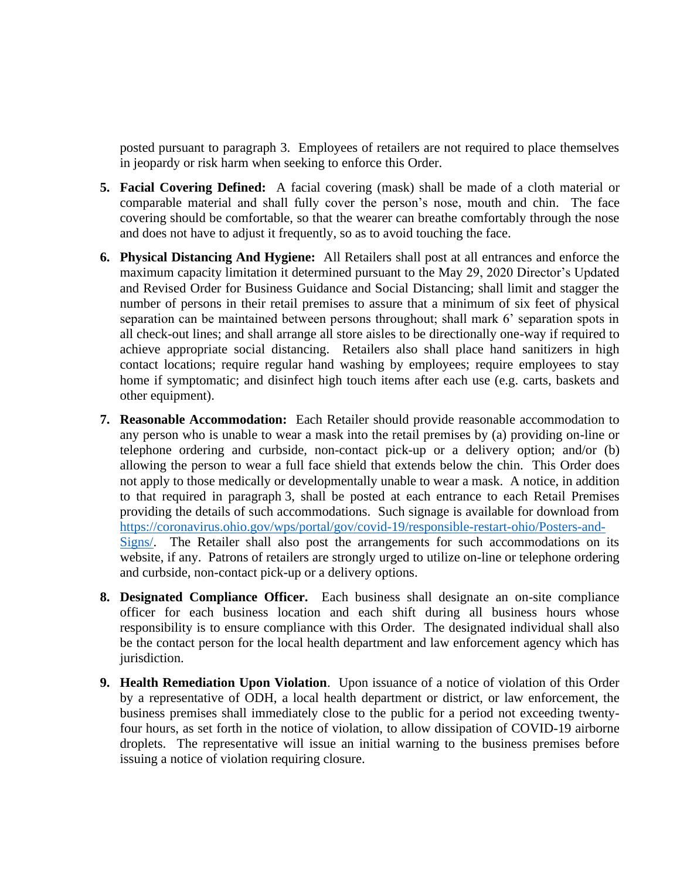posted pursuant to paragraph 3. Employees of retailers are not required to place themselves in jeopardy or risk harm when seeking to enforce this Order.

5. **Facial Covering Defined:** A facial covering (mask) shall be made of a cloth material or comparable material and shall fully cover the person's nose, mouth and chin. The face covering should be comfortable, so that the wearer can breathe comfortably through the nose and does not have to adjust it frequently, so as to avoid touching the face.

6. **Physical Distancing And Hygiene:** All Retailers shall post at all entrances and enforce the maximum capacity limitation it determined pursuant to the May 29, 2020 Director's Updated and Revised Order for Business Guidance and Social Distancing; shall limit and stagger the number of persons in their retail premises to assure that a minimum of six feet of physical separation can be maintained between persons throughout; shall mark 6' separation spots in all check-out lines; and shall arrange all store aisles to be directionally one-way if required to achieve appropriate social distancing. Retailers also shall place hand sanitizers in high contact locations; require regular hand washing by employees; require employees to stay home if symptomatic; and disinfect high touch items after each use (e.g. carts, baskets and other equipment).

7. **Reasonable Accommodation:** Each Retailer should provide reasonable accommodation to any person who is unable to wear a mask into the retail premises by (a) providing on-line or telephone ordering and curbside, non-contact pick-up or a delivery option; and/or (b) allowing the person to wear a full face shield that extends below the chin. This Order does not apply to those medically or developmentally unable to wear a mask. A notice, in addition to that required in paragraph 3, shall be posted at each entrance to each Retail Premises providing the details of such accommodations. Such signage is available for download from [https://coronavirus.ohio.gov/wps/portal/gov/covid-19/responsible-restart-ohio/Posters-and-Signs/](https://coronavirus.ohio.gov/wps/portal/gov/covid-19/responsible-restart-ohio/Posters-and-Signs/). The Retailer shall also post the arrangements for such accommodations on its website, if any. Patrons of retailers are strongly urged to utilize on-line or telephone ordering and curbside, non-contact pick-up or a delivery options.

8. **Designated Compliance Officer.** Each business shall designate an on-site compliance officer for each business location and each shift during all business hours whose responsibility is to ensure compliance with this Order. The designated individual shall also be the contact person for the local health department and law enforcement agency which has jurisdiction.

9. **Health Remediation Upon Violation**. Upon issuance of a notice of violation of this Order by a representative of ODH, a local health department or district, or law enforcement, the business premises shall immediately close to the public for a period not exceeding twenty-four hours, as set forth in the notice of violation, to allow dissipation of COVID-19 airborne droplets. The representative will issue an initial warning to the business premises before issuing a notice of violation requiring closure.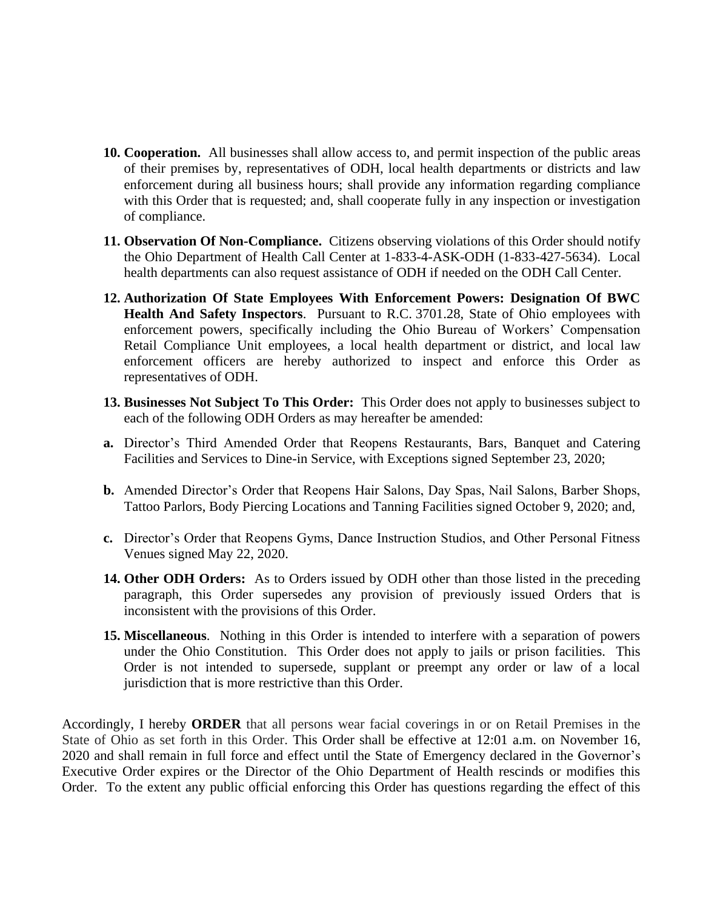10. **Cooperation.** All businesses shall allow access to, and permit inspection of the public areas of their premises by, representatives of ODH, local health departments or districts and law enforcement during all business hours; shall provide any information regarding compliance with this Order that is requested; and, shall cooperate fully in any inspection or investigation of compliance.

11. **Observation Of Non-Compliance.** Citizens observing violations of this Order should notify the Ohio Department of Health Call Center at 1-833-4-ASK-ODH (1-833-427-5634). Local health departments can also request assistance of ODH if needed on the ODH Call Center.

12. **Authorization Of State Employees With Enforcement Powers: Designation Of BWC Health And Safety Inspectors**. Pursuant to R.C. 3701.28, State of Ohio employees with enforcement powers, specifically including the Ohio Bureau of Workers' Compensation Retail Compliance Unit employees, a local health department or district, and local law enforcement officers are hereby authorized to inspect and enforce this Order as representatives of ODH.

13. **Businesses Not Subject To This Order:** This Order does not apply to businesses subject to each of the following ODH Orders as may hereafter be amended:

    **a.** Director's Third Amended Order that Reopens Restaurants, Bars, Banquet and Catering Facilities and Services to Dine-in Service, with Exceptions signed September 23, 2020;

    **b.** Amended Director's Order that Reopens Hair Salons, Day Spas, Nail Salons, Barber Shops, Tattoo Parlors, Body Piercing Locations and Tanning Facilities signed October 9, 2020; and,

    **c.** Director's Order that Reopens Gyms, Dance Instruction Studios, and Other Personal Fitness Venues signed May 22, 2020.

14. **Other ODH Orders:** As to Orders issued by ODH other than those listed in the preceding paragraph, this Order supersedes any provision of previously issued Orders that is inconsistent with the provisions of this Order.

15. **Miscellaneous**. Nothing in this Order is intended to interfere with a separation of powers under the Ohio Constitution. This Order does not apply to jails or prison facilities. This Order is not intended to supersede, supplant or preempt any order or law of a local jurisdiction that is more restrictive than this Order.

Accordingly, I hereby **ORDER** that all persons wear facial coverings in or on Retail Premises in the State of Ohio as set forth in this Order. This Order shall be effective at 12:01 a.m. on November 16, 2020 and shall remain in full force and effect until the State of Emergency declared in the Governor's Executive Order expires or the Director of the Ohio Department of Health rescinds or modifies this Order. To the extent any public official enforcing this Order has questions regarding the effect of this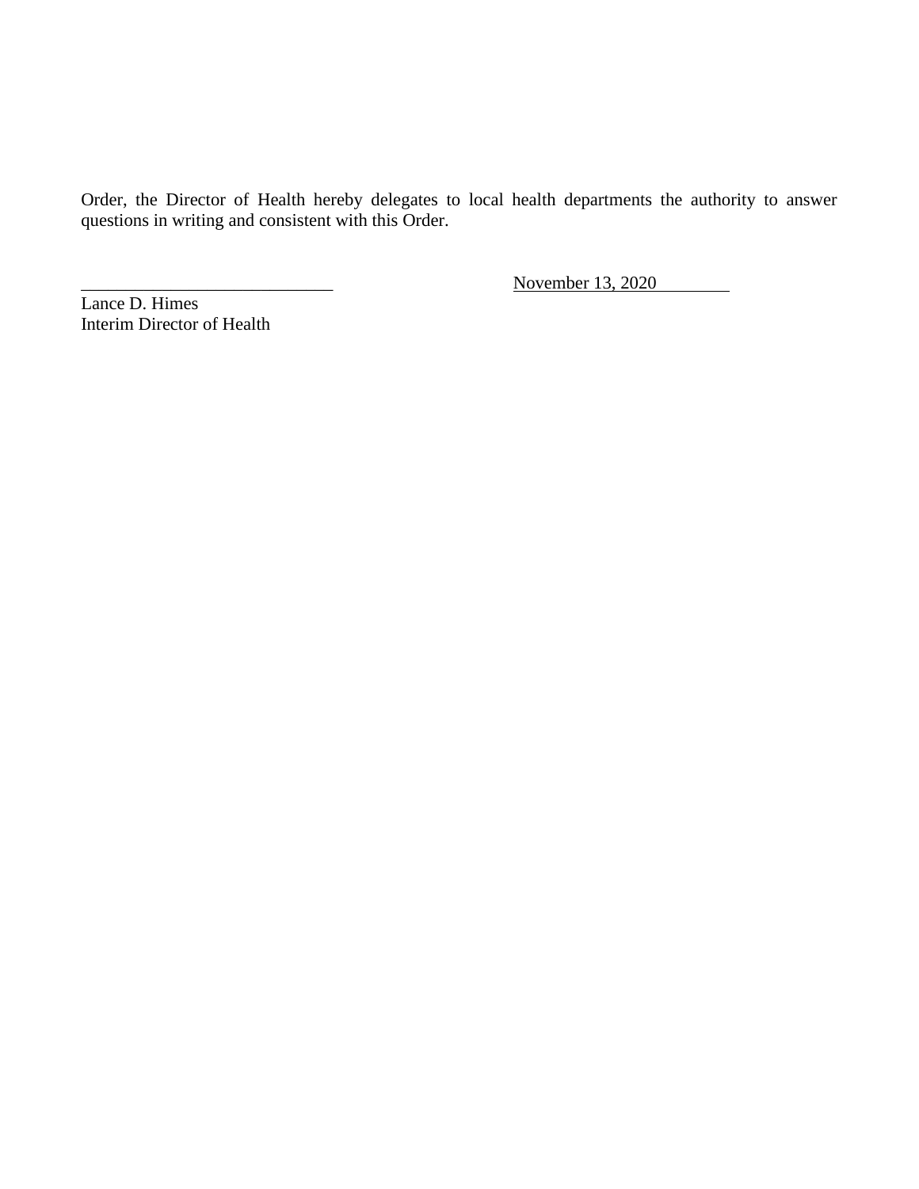Order, the Director of Health hereby delegates to local health departments the authority to answer questions in writing and consistent with this Order.

____________________________ November 13, 2020

Lance D. Himes
Interim Director of Health